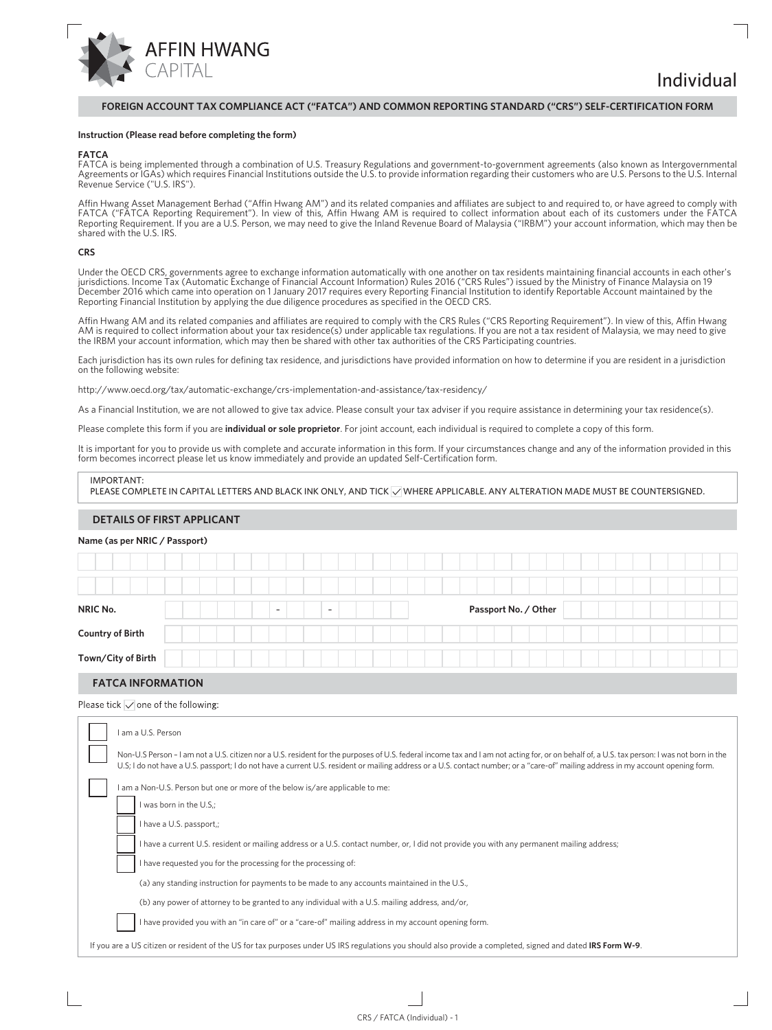AFFIN HWANG CAPITAL

# Individual

## FOREIGN ACCOUNT TAX COMPLIANCE ACT ("FATCA") AND COMMON REPORTING STANDARD ("CRS") SELF-CERTIFICATION FORM

**Instruction (Please read before completing the form)**

**FATCA**

FATCA is being implemented through a combination of U.S. Treasury Regulations and government-to-government agreements (also known as Intergovernmental Agreements or IGAs) which requires Financial Institutions outside the U.S. to provide information regarding their customers who are U.S. Persons to the U.S. Internal Revenue Service ("U.S. IRS").

Affin Hwang Asset Management Berhad ("Affin Hwang AM") and its related companies and affiliates are subject to and required to, or have agreed to comply with FATCA ("FATCA Reporting Requirement"). In view of this, Affin Hwang AM is required to collect information about each of its customers under the FATCA Reporting Requirement. If you are a U.S. Person, we may need to give the Inland Revenue Board of Malaysia ("IRBM") your account information, which may then be shared with the U.S. IRS.

**CRS**

Under the OECD CRS, governments agree to exchange information automatically with one another on tax residents maintaining financial accounts in each other's jurisdictions. Income Tax (Automatic Exchange of Financial Account Information) Rules 2016 ("CRS Rules") issued by the Ministry of Finance Malaysia on 19 December 2016 which came into operation on 1 January 2017 requires every Reporting Financial Institution to identify Reportable Account maintained by the Reporting Financial Institution by applying the due diligence procedures as specified in the OECD CRS.

Affin Hwang AM and its related companies and affiliates are required to comply with the CRS Rules ("CRS Reporting Requirement"). In view of this, Affin Hwang AM is required to collect information about your tax residence(s) under applicable tax regulations. If you are not a tax resident of Malaysia, we may need to give the IRBM your account information, which may then be shared with other tax authorities of the CRS Participating countries.

Each jurisdiction has its own rules for defining tax residence, and jurisdictions have provided information on how to determine if you are resident in a jurisdiction on the following website:

http://www.oecd.org/tax/automatic-exchange/crs-implementation-and-assistance/tax-residency/

As a Financial Institution, we are not allowed to give tax advice. Please consult your tax adviser if you require assistance in determining your tax residence(s).

Please complete this form if you are **individual or sole proprietor**. For joint account, each individual is required to complete a copy of this form.

It is important for you to provide us with complete and accurate information in this form. If your circumstances change and any of the information provided in this form becomes incorrect please let us know immediately and provide an updated Self-Certification form.

IMPORTANT:
PLEASE COMPLETE IN CAPITAL LETTERS AND BLACK INK ONLY, AND TICK ☑ WHERE APPLICABLE. ANY ALTERATION MADE MUST BE COUNTERSIGNED.

## DETAILS OF FIRST APPLICANT

**Name (as per NRIC / Passport)**

______________________________________________

______________________________________________

**NRIC No.** ______ - ___ - ______ **Passport No. / Other** ______________

**Country of Birth** ______________________________________________

**Town/City of Birth** ______________________________________________

## FATCA INFORMATION

Please tick ☑ one of the following:

☐ I am a U.S. Person

☐ Non-U.S Person – I am not a U.S. citizen nor a U.S. resident for the purposes of U.S. federal income tax and I am not acting for, or on behalf of, a U.S. tax person: I was not born in the U.S; I do not have a U.S. passport; I do not have a current U.S. resident or mailing address or a U.S. contact number; or a "care-of" mailing address in my account opening form.

☐ I am a Non-U.S. Person but one or more of the below is/are applicable to me:

- ☐ I was born in the U.S,;
- ☐ I have a U.S. passport,;
- ☐ I have a current U.S. resident or mailing address or a U.S. contact number, or, I did not provide you with any permanent mailing address;
- ☐ I have requested you for the processing for the processing of:
  - (a) any standing instruction for payments to be made to any accounts maintained in the U.S.,
  - (b) any power of attorney to be granted to any individual with a U.S. mailing address, and/or,
- ☐ I have provided you with an "in care of" or a "care-of" mailing address in my account opening form.

If you are a US citizen or resident of the US for tax purposes under US IRS regulations you should also provide a completed, signed and dated **IRS Form W-9**.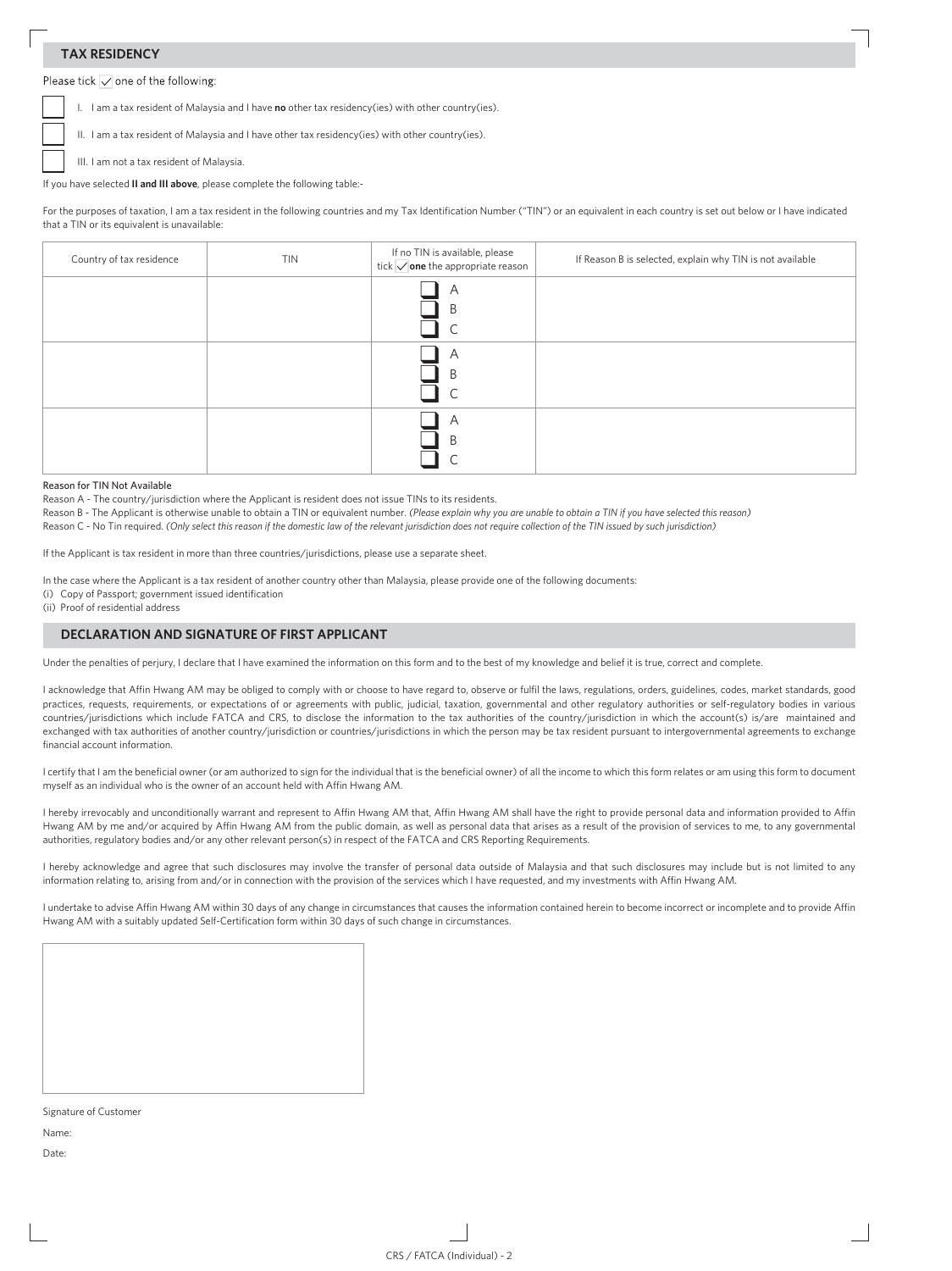## TAX RESIDENCY

Please tick ☐ one of the following:

☐ I. I am a tax resident of Malaysia and I have **no** other tax residency(ies) with other country(ies).

☐ II. I am a tax resident of Malaysia and I have other tax residency(ies) with other country(ies).

☐ III. I am not a tax resident of Malaysia.

If you have selected **II and III above**, please complete the following table:-

For the purposes of taxation, I am a tax resident in the following countries and my Tax Identification Number ("TIN") or an equivalent in each country is set out below or I have indicated that a TIN or its equivalent is unavailable:

| Country of tax residence | TIN | If no TIN is available, please tick ☐ **one** the appropriate reason | If Reason B is selected, explain why TIN is not available |
| --- | --- | --- | --- |
| | | ☐ A<br>☐ B<br>☐ C | |
| | | ☐ A<br>☐ B<br>☐ C | |
| | | ☐ A<br>☐ B<br>☐ C | |

**Reason for TIN Not Available**

Reason A - The country/jurisdiction where the Applicant is resident does not issue TINs to its residents.

Reason B - The Applicant is otherwise unable to obtain a TIN or equivalent number. *(Please explain why you are unable to obtain a TIN if you have selected this reason)*

Reason C - No Tin required. *(Only select this reason if the domestic law of the relevant jurisdiction does not require collection of the TIN issued by such jurisdiction)*

If the Applicant is tax resident in more than three countries/jurisdictions, please use a separate sheet.

In the case where the Applicant is a tax resident of another country other than Malaysia, please provide one of the following documents:

(i) Copy of Passport; government issued identification
(ii) Proof of residential address

## DECLARATION AND SIGNATURE OF FIRST APPLICANT

Under the penalties of perjury, I declare that I have examined the information on this form and to the best of my knowledge and belief it is true, correct and complete.

I acknowledge that Affin Hwang AM may be obliged to comply with or choose to have regard to, observe or fulfil the laws, regulations, orders, guidelines, codes, market standards, good practices, requests, requirements, or expectations of or agreements with public, judicial, taxation, governmental and other regulatory authorities or self-regulatory bodies in various countries/jurisdictions which include FATCA and CRS, to disclose the information to the tax authorities of the country/jurisdiction in which the account(s) is/are maintained and exchanged with tax authorities of another country/jurisdiction or countries/jurisdictions in which the person may be tax resident pursuant to intergovernmental agreements to exchange financial account information.

I certify that I am the beneficial owner (or am authorized to sign for the individual that is the beneficial owner) of all the income to which this form relates or am using this form to document myself as an individual who is the owner of an account held with Affin Hwang AM.

I hereby irrevocably and unconditionally warrant and represent to Affin Hwang AM that, Affin Hwang AM shall have the right to provide personal data and information provided to Affin Hwang AM by me and/or acquired by Affin Hwang AM from the public domain, as well as personal data that arises as a result of the provision of services to me, to any governmental authorities, regulatory bodies and/or any other relevant person(s) in respect of the FATCA and CRS Reporting Requirements.

I hereby acknowledge and agree that such disclosures may involve the transfer of personal data outside of Malaysia and that such disclosures may include but is not limited to any information relating to, arising from and/or in connection with the provision of the services which I have requested, and my investments with Affin Hwang AM.

I undertake to advise Affin Hwang AM within 30 days of any change in circumstances that causes the information contained herein to become incorrect or incomplete and to provide Affin Hwang AM with a suitably updated Self-Certification form within 30 days of such change in circumstances.

Signature of Customer

Name:

Date: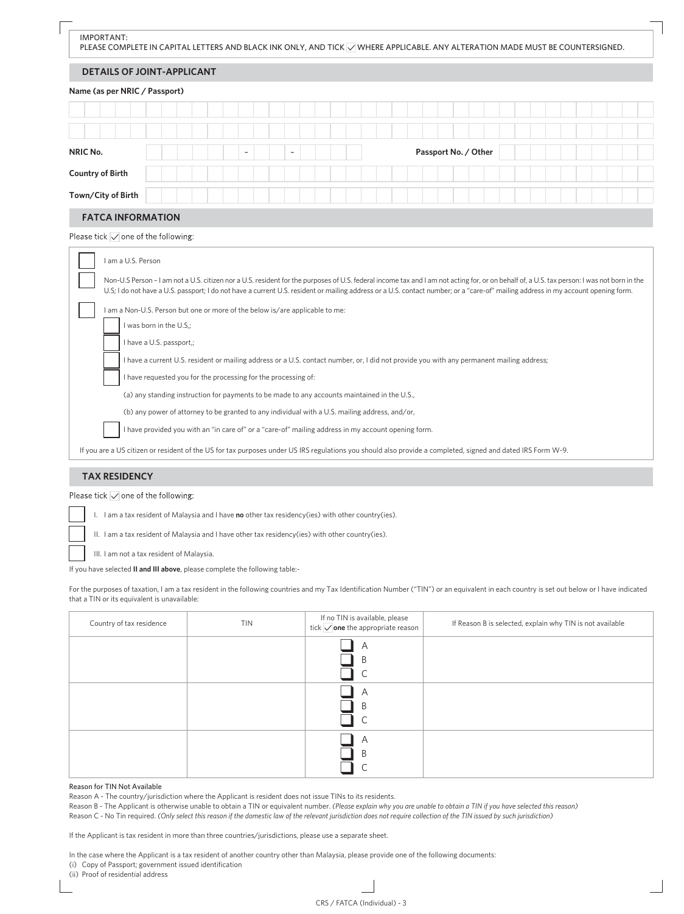IMPORTANT:
PLEASE COMPLETE IN CAPITAL LETTERS AND BLACK INK ONLY, AND TICK ☑ WHERE APPLICABLE. ANY ALTERATION MADE MUST BE COUNTERSIGNED.

## DETAILS OF JOINT-APPLICANT

**Name (as per NRIC / Passport)**

**NRIC No.** ______ - ____ - ______ **Passport No. / Other** ______

**Country of Birth** ______

**Town/City of Birth** ______

## FATCA INFORMATION

Please tick ☑ one of the following:

- ☐ I am a U.S. Person
- ☐ Non-U.S Person – I am not a U.S. citizen nor a U.S. resident for the purposes of U.S. federal income tax and I am not acting for, or on behalf of, a U.S. tax person: I was not born in the U.S; I do not have a U.S. passport; I do not have a current U.S. resident or mailing address or a U.S. contact number; or a "care-of" mailing address in my account opening form.
- ☐ I am a Non-U.S. Person but one or more of the below is/are applicable to me:
  - ☐ I was born in the U.S.;
  - ☐ I have a U.S. passport,;
  - ☐ I have a current U.S. resident or mailing address or a U.S. contact number, or, I did not provide you with any permanent mailing address;
  - ☐ I have requested you for the processing for the processing of:
    - (a) any standing instruction for payments to be made to any accounts maintained in the U.S.,
    - (b) any power of attorney to be granted to any individual with a U.S. mailing address, and/or,
  - ☐ I have provided you with an "in care of" or a "care-of" mailing address in my account opening form.

If you are a US citizen or resident of the US for tax purposes under US IRS regulations you should also provide a completed, signed and dated IRS Form W-9.

## TAX RESIDENCY

Please tick ☑ one of the following:

- ☐ I. I am a tax resident of Malaysia and I have **no** other tax residency(ies) with other country(ies).
- ☐ II. I am a tax resident of Malaysia and I have other tax residency(ies) with other country(ies).
- ☐ III. I am not a tax resident of Malaysia.

If you have selected **II and III above**, please complete the following table:-

For the purposes of taxation, I am a tax resident in the following countries and my Tax Identification Number ("TIN") or an equivalent in each country is set out below or I have indicated that a TIN or its equivalent is unavailable:

| Country of tax residence | TIN | If no TIN is available, please tick ☑ **one** the appropriate reason | If Reason B is selected, explain why TIN is not available |
|---|---|---|---|
| | | ☐ A ☐ B ☐ C | |
| | | ☐ A ☐ B ☐ C | |
| | | ☐ A ☐ B ☐ C | |

Reason for TIN Not Available

Reason A - The country/jurisdiction where the Applicant is resident does not issue TINs to its residents.

Reason B - The Applicant is otherwise unable to obtain a TIN or equivalent number. *(Please explain why you are unable to obtain a TIN if you have selected this reason)*

Reason C - No Tin required. *(Only select this reason if the domestic law of the relevant jurisdiction does not require collection of the TIN issued by such jurisdiction)*

If the Applicant is tax resident in more than three countries/jurisdictions, please use a separate sheet.

In the case where the Applicant is a tax resident of another country other than Malaysia, please provide one of the following documents:

(i) Copy of Passport; government issued identification

(ii) Proof of residential address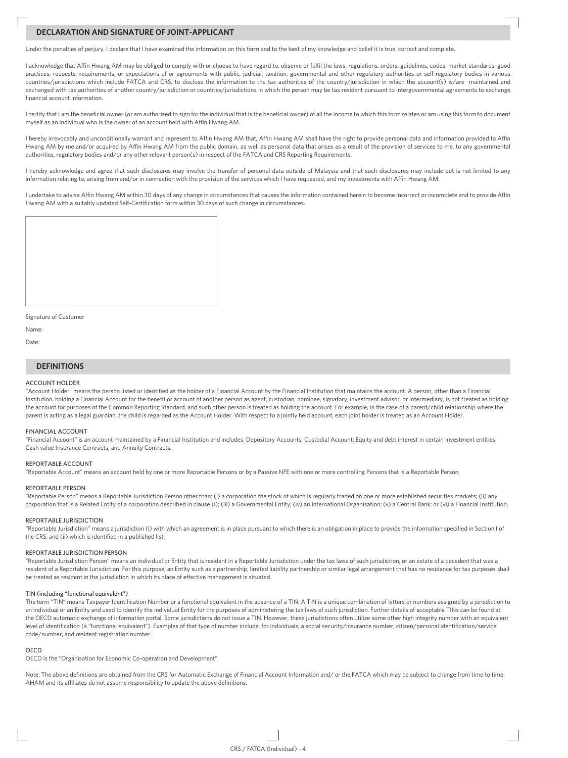## DECLARATION AND SIGNATURE OF JOINT-APPLICANT

Under the penalties of perjury, I declare that I have examined the information on this form and to the best of my knowledge and belief it is true, correct and complete.

I acknowledge that Affin Hwang AM may be obliged to comply with or choose to have regard to, observe or fulfil the laws, regulations, orders, guidelines, codes, market standards, good practices, requests, requirements, or expectations of or agreements with public, judicial, taxation, governmental and other regulatory authorities or self-regulatory bodies in various countries/jurisdictions which include FATCA and CRS, to disclose the information to the tax authorities of the country/jurisdiction in which the account(s) is/are maintained and exchanged with tax authorities of another country/jurisdiction or countries/jurisdictions in which the person may be tax resident pursuant to intergovernmental agreements to exchange financial account information.

I certify that I am the beneficial owner (or am authorized to sign for the individual that is the beneficial owner) of all the income to which this form relates or am using this form to document myself as an individual who is the owner of an account held with Affin Hwang AM.

I hereby irrevocably and unconditionally warrant and represent to Affin Hwang AM that, Affin Hwang AM shall have the right to provide personal data and information provided to Affin Hwang AM by me and/or acquired by Affin Hwang AM from the public domain, as well as personal data that arises as a result of the provision of services to me, to any governmental authorities, regulatory bodies and/or any other relevant person(s) in respect of the FATCA and CRS Reporting Requirements.

I hereby acknowledge and agree that such disclosures may involve the transfer of personal data outside of Malaysia and that such disclosures may include but is not limited to any information relating to, arising from and/or in connection with the provision of the services which I have requested, and my investments with Affin Hwang AM.

I undertake to advise Affin Hwang AM within 30 days of any change in circumstances that causes the information contained herein to become incorrect or incomplete and to provide Affin Hwang AM with a suitably updated Self-Certification form within 30 days of such change in circumstances.

Signature of Customer

Name:

Date:

## DEFINITIONS

### ACCOUNT HOLDER

"Account Holder" means the person listed or identified as the holder of a Financial Account by the Financial Institution that maintains the account. A person, other than a Financial Institution, holding a Financial Account for the benefit or account of another person as agent, custodian, nominee, signatory, investment advisor, or intermediary, is not treated as holding the account for purposes of the Common Reporting Standard, and such other person is treated as holding the account. For example, in the case of a parent/child relationship where the parent is acting as a legal guardian, the child is regarded as the Account Holder. With respect to a jointly held account, each joint holder is treated as an Account Holder.

### FINANCIAL ACCOUNT

"Financial Account" is an account maintained by a Financial Institution and includes: Depository Accounts; Custodial Account; Equity and debt interest in certain Investment entities; Cash value Insurance Contracts; and Annuity Contracts.

### REPORTABLE ACCOUNT

"Reportable Account" means an account held by one or more Reportable Persons or by a Passive NFE with one or more controlling Persons that is a Reportable Person.

### REPORTABLE PERSON

"Reportable Person" means a Reportable Jurisdiction Person other than: (i) a corporation the stock of which is regularly traded on one or more established securities markets; (ii) any corporation that is a Related Entity of a corporation described in clause (i); (iii) a Governmental Entity; (iv) an International Organisation; (v) a Central Bank; or (vi) a Financial Institution.

### REPORTABLE JURISDICTION

"Reportable Jurisdiction" means a jurisdiction (i) with which an agreement is in place pursuant to which there is an obligation in place to provide the information specified in Section I of the CRS, and (ii) which is identified in a published list.

### REPORTABLE JURISDICTION PERSON

"Reportable Jurisdiction Person" means an individual or Entity that is resident in a Reportable Jurisdiction under the tax laws of such jurisdiction, or an estate of a decedent that was a resident of a Reportable Jurisdiction. For this purpose, an Entity such as a partnership, limited liability partnership or similar legal arrangement that has no residence for tax purposes shall be treated as resident in the jurisdiction in which its place of effective management is situated.

### TIN (including "functional equivalent")

The term "TIN" means Taxpayer Identification Number or a functional equivalent in the absence of a TIN. A TIN is a unique combination of letters or numbers assigned by a jurisdiction to an individual or an Entity and used to identify the individual Entity for the purposes of administering the tax laws of such jurisdiction. Further details of acceptable TINs can be found at the OECD automatic exchange of information portal. Some jurisdictions do not issue a TIN. However, these jurisdictions often utilize some other high integrity number with an equivalent level of identification (a "functional equivalent"). Examples of that type of number include, for individuals, a social security/insurance number, citizen/personal identification/service code/number, and resident registration number.

### OECD

OECD is the "Organisation for Economic Co-operation and Development".

Note: The above definitions are obtained from the CRS for Automatic Exchange of Financial Account Information and/ or the FATCA which may be subject to change from time to time. AHAM and its affiliates do not assume responsibility to update the above definitions.